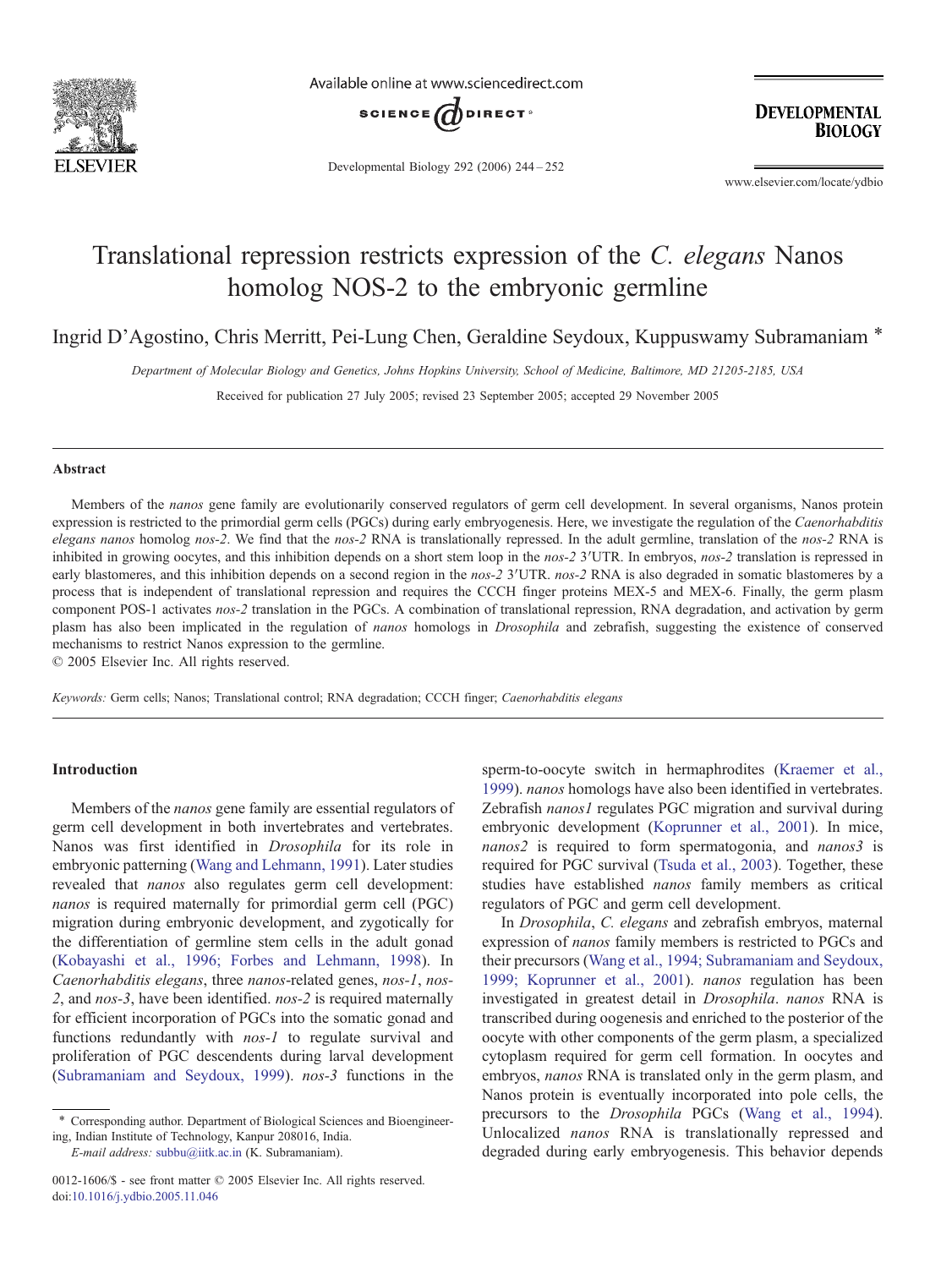# Translational repression restricts expression of the *C. elegans* Nanos homolog NOS-2 to the embryonic germline

Ingrid D'Agostino, Chris Merritt, Pei-Lung Chen, Geraldine Seydoux, Kuppuswamy Subramaniam *

*Department of Molecular Biology and Genetics, Johns Hopkins University, School of Medicine, Baltimore, MD 21205-2185, USA*

Received for publication 27 July 2005; revised 23 September 2005; accepted 29 November 2005

## Abstract

Members of the *nanos* gene family are evolutionarily conserved regulators of germ cell development. In several organisms, Nanos protein expression is restricted to the primordial germ cells (PGCs) during early embryogenesis. Here, we investigate the regulation of the *Caenorhabditis elegans nanos* homolog *nos-2*. We find that the *nos-2* RNA is translationally repressed. In the adult germline, translation of the *nos-2* RNA is inhibited in growing oocytes, and this inhibition depends on a short stem loop in the *nos-2* 3′UTR. In embryos, *nos-2* translation is repressed in early blastomeres, and this inhibition depends on a second region in the *nos-2* 3′UTR. *nos-2* RNA is also degraded in somatic blastomeres by a process that is independent of translational repression and requires the CCCH finger proteins MEX-5 and MEX-6. Finally, the germ plasm component POS-1 activates *nos-2* translation in the PGCs. A combination of translational repression, RNA degradation, and activation by germ plasm has also been implicated in the regulation of *nanos* homologs in *Drosophila* and zebrafish, suggesting the existence of conserved mechanisms to restrict Nanos expression to the germline.

© 2005 Elsevier Inc. All rights reserved.

*Keywords:* Germ cells; Nanos; Translational control; RNA degradation; CCCH finger; *Caenorhabditis elegans*

## Introduction

Members of the *nanos* gene family are essential regulators of germ cell development in both invertebrates and vertebrates. Nanos was first identified in *Drosophila* for its role in embryonic patterning (Wang and Lehmann, 1991). Later studies revealed that *nanos* also regulates germ cell development: *nanos* is required maternally for primordial germ cell (PGC) migration during embryonic development, and zygotically for the differentiation of germline stem cells in the adult gonad (Kobayashi et al., 1996; Forbes and Lehmann, 1998). In *Caenorhabditis elegans*, three *nanos*-related genes, *nos-1*, *nos-2*, and *nos-3*, have been identified. *nos-2* is required maternally for efficient incorporation of PGCs into the somatic gonad and functions redundantly with *nos-1* to regulate survival and proliferation of PGC descendents during larval development (Subramaniam and Seydoux, 1999). *nos-3* functions in the sperm-to-oocyte switch in hermaphrodites (Kraemer et al., 1999). *nanos* homologs have also been identified in vertebrates. Zebrafish *nanos1* regulates PGC migration and survival during embryonic development (Koprunner et al., 2001). In mice, *nanos2* is required to form spermatogonia, and *nanos3* is required for PGC survival (Tsuda et al., 2003). Together, these studies have established *nanos* family members as critical regulators of PGC and germ cell development.

In *Drosophila*, *C. elegans* and zebrafish embryos, maternal expression of *nanos* family members is restricted to PGCs and their precursors (Wang et al., 1994; Subramaniam and Seydoux, 1999; Koprunner et al., 2001). *nanos* regulation has been investigated in greatest detail in *Drosophila*. *nanos* RNA is transcribed during oogenesis and enriched to the posterior of the oocyte with other components of the germ plasm, a specialized cytoplasm required for germ cell formation. In oocytes and embryos, *nanos* RNA is translated only in the germ plasm, and Nanos protein is eventually incorporated into pole cells, the precursors to the *Drosophila* PGCs (Wang et al., 1994). Unlocalized *nanos* RNA is translationally repressed and degraded during early embryogenesis. This behavior depends

---

* Corresponding author. Department of Biological Sciences and Bioengineering, Indian Institute of Technology, Kanpur 208016, India.
*E-mail address:* subbu@iitk.ac.in (K. Subramaniam).

0012-1606/$ - see front matter © 2005 Elsevier Inc. All rights reserved.
doi:10.1016/j.ydbio.2005.11.046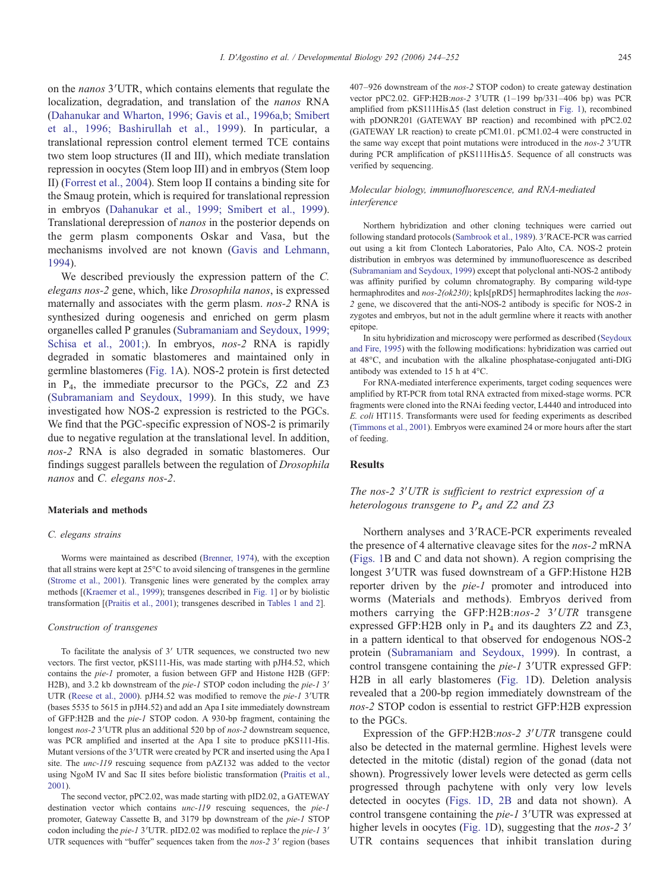on the *nanos* 3′UTR, which contains elements that regulate the localization, degradation, and translation of the *nanos* RNA (Dahanukar and Wharton, 1996; Gavis et al., 1996a,b; Smibert et al., 1996; Bashirullah et al., 1999). In particular, a translational repression control element termed TCE contains two stem loop structures (II and III), which mediate translation repression in oocytes (Stem loop III) and in embryos (Stem loop II) (Forrest et al., 2004). Stem loop II contains a binding site for the Smaug protein, which is required for translational repression in embryos (Dahanukar et al., 1999; Smibert et al., 1999). Translational derepression of *nanos* in the posterior depends on the germ plasm components Oskar and Vasa, but the mechanisms involved are not known (Gavis and Lehmann, 1994).

We described previously the expression pattern of the *C. elegans nos-2* gene, which, like *Drosophila nanos*, is expressed maternally and associates with the germ plasm. *nos-2* RNA is synthesized during oogenesis and enriched on germ plasm organelles called P granules (Subramaniam and Seydoux, 1999; Schisa et al., 2001;). In embryos, *nos-2* RNA is rapidly degraded in somatic blastomeres and maintained only in germline blastomeres (Fig. 1A). NOS-2 protein is first detected in $P_4$, the immediate precursor to the PGCs, Z2 and Z3 (Subramaniam and Seydoux, 1999). In this study, we have investigated how NOS-2 expression is restricted to the PGCs. We find that the PGC-specific expression of NOS-2 is primarily due to negative regulation at the translational level. In addition, *nos-2* RNA is also degraded in somatic blastomeres. Our findings suggest parallels between the regulation of *Drosophila nanos* and *C. elegans nos-2*.

## Materials and methods

### *C. elegans* strains

Worms were maintained as described (Brenner, 1974), with the exception that all strains were kept at 25°C to avoid silencing of transgenes in the germline (Strome et al., 2001). Transgenic lines were generated by the complex array methods [(Kraemer et al., 1999); transgenes described in Fig. 1] or by biolistic transformation [(Praitis et al., 2001); transgenes described in Tables 1 and 2].

### Construction of transgenes

To facilitate the analysis of 3′ UTR sequences, we constructed two new vectors. The first vector, pKS111-His, was made starting with pJH4.52, which contains the *pie-1* promoter, a fusion between GFP and Histone H2B (GFP: H2B), and 3.2 kb downstream of the *pie-1* STOP codon including the *pie-1* 3′ UTR (Reese et al., 2000). pJH4.52 was modified to remove the *pie-1* 3′UTR (bases 5535 to 5615 in pJH4.52) and add an Apa I site immediately downstream of GFP:H2B and the *pie-1* STOP codon. A 930-bp fragment, containing the longest *nos-2* 3′UTR plus an additional 520 bp of *nos-2* downstream sequence, was PCR amplified and inserted at the Apa I site to produce pKS111-His. Mutant versions of the 3′UTR were created by PCR and inserted using the Apa I site. The *unc-119* rescuing sequence from pAZ132 was added to the vector using NgoM IV and Sac II sites before biolistic transformation (Praitis et al., 2001).

The second vector, pPC2.02, was made starting with pID2.02, a GATEWAY destination vector which contains *unc-119* rescuing sequences, the *pie-1* promoter, Gateway Cassette B, and 3179 bp downstream of the *pie-1* STOP codon including the *pie-1* 3′UTR. pID2.02 was modified to replace the *pie-1* 3′ UTR sequences with "buffer" sequences taken from the *nos-2* 3′ region (bases 407–926 downstream of the *nos-2* STOP codon) to create gateway destination vector pPC2.02. GFP:H2B:*nos-2* 3′UTR (1–199 bp/331–406 bp) was PCR amplified from pKS111HisΔ5 (last deletion construct in Fig. 1), recombined with pDONR201 (GATEWAY BP reaction) and recombined with pPC2.02 (GATEWAY LR reaction) to create pCM1.01. pCM1.02-4 were constructed in the same way except that point mutations were introduced in the *nos-2* 3′UTR during PCR amplification of pKS111HisΔ5. Sequence of all constructs was verified by sequencing.

### Molecular biology, immunofluorescence, and RNA-mediated interference

Northern hybridization and other cloning techniques were carried out following standard protocols (Sambrook et al., 1989). 3′RACE-PCR was carried out using a kit from Clontech Laboratories, Palo Alto, CA. NOS-2 protein distribution in embryos was determined by immunofluorescence as described (Subramaniam and Seydoux, 1999) except that polyclonal anti-NOS-2 antibody was affinity purified by column chromatography. By comparing wild-type hermaphrodites and *nos-2(ok230)*; kpIs[pRD5] hermaphrodites lacking the *nos-2* gene, we discovered that the anti-NOS-2 antibody is specific for NOS-2 in zygotes and embryos, but not in the adult germline where it reacts with another epitope.

In situ hybridization and microscopy were performed as described (Seydoux and Fire, 1995) with the following modifications: hybridization was carried out at 48°C, and incubation with the alkaline phosphatase-conjugated anti-DIG antibody was extended to 15 h at 4°C.

For RNA-mediated interference experiments, target coding sequences were amplified by RT-PCR from total RNA extracted from mixed-stage worms. PCR fragments were cloned into the RNAi feeding vector, L4440 and introduced into *E. coli* HT115. Transformants were used for feeding experiments as described (Timmons et al., 2001). Embryos were examined 24 or more hours after the start of feeding.

## Results

### The *nos-2* 3′UTR is sufficient to restrict expression of a heterologous transgene to $P_4$ and Z2 and Z3

Northern analyses and 3′RACE-PCR experiments revealed the presence of 4 alternative cleavage sites for the *nos-2* mRNA (Figs. 1B and C and data not shown). A region comprising the longest 3′UTR was fused downstream of a GFP:Histone H2B reporter driven by the *pie-1* promoter and introduced into worms (Materials and methods). Embryos derived from mothers carrying the GFP:H2B:*nos-2 3′UTR* transgene expressed GFP:H2B only in $P_4$ and its daughters Z2 and Z3, in a pattern identical to that observed for endogenous NOS-2 protein (Subramaniam and Seydoux, 1999). In contrast, a control transgene containing the *pie-1* 3′UTR expressed GFP: H2B in all early blastomeres (Fig. 1D). Deletion analysis revealed that a 200-bp region immediately downstream of the *nos-2* STOP codon is essential to restrict GFP:H2B expression to the PGCs.

Expression of the GFP:H2B:*nos-2 3′UTR* transgene could also be detected in the maternal germline. Highest levels were detected in the mitotic (distal) region of the gonad (data not shown). Progressively lower levels were detected as germ cells progressed through pachytene with only very low levels detected in oocytes (Figs. 1D, 2B and data not shown). A control transgene containing the *pie-1* 3′UTR was expressed at higher levels in oocytes (Fig. 1D), suggesting that the *nos-2* 3′ UTR contains sequences that inhibit translation during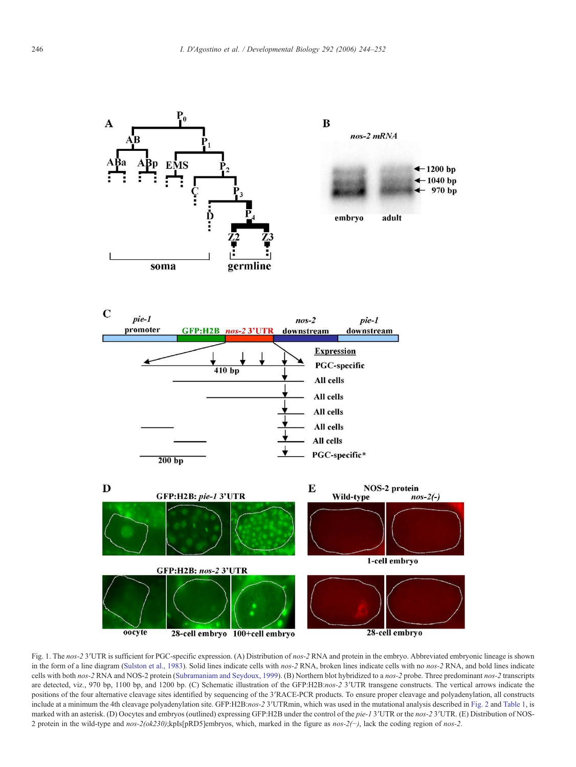Fig. 1. The *nos-2* 3′UTR is sufficient for PGC-specific expression. (A) Distribution of *nos-2* RNA and protein in the embryo. Abbreviated embryonic lineage is shown in the form of a line diagram (Sulston et al., 1983). Solid lines indicate cells with *nos-2* RNA, broken lines indicate cells with no *nos-2* RNA, and bold lines indicate cells with both *nos-2* RNA and NOS-2 protein (Subramaniam and Seydoux, 1999). (B) Northern blot hybridized to a *nos-2* probe. Three predominant *nos-2* transcripts are detected, viz., 970 bp, 1100 bp, and 1200 bp. (C) Schematic illustration of the GFP:H2B:*nos-2* 3′UTR transgene constructs. The vertical arrows indicate the positions of the four alternative cleavage sites identified by sequencing of the 3′RACE-PCR products. To ensure proper cleavage and polyadenylation, all constructs include at a minimum the 4th cleavage polyadenylation site. GFP:H2B:*nos-2* 3′UTRmin, which was used in the mutational analysis described in Fig. 2 and Table 1, is marked with an asterisk. (D) Oocytes and embryos (outlined) expressing GFP:H2B under the control of the *pie-1* 3′UTR or the *nos-2* 3′UTR. (E) Distribution of NOS-2 protein in the wild-type and *nos-2(ok230)*;kpIs[pRD5]embryos, which, marked in the figure as *nos-2(−)*, lack the coding region of *nos-2*.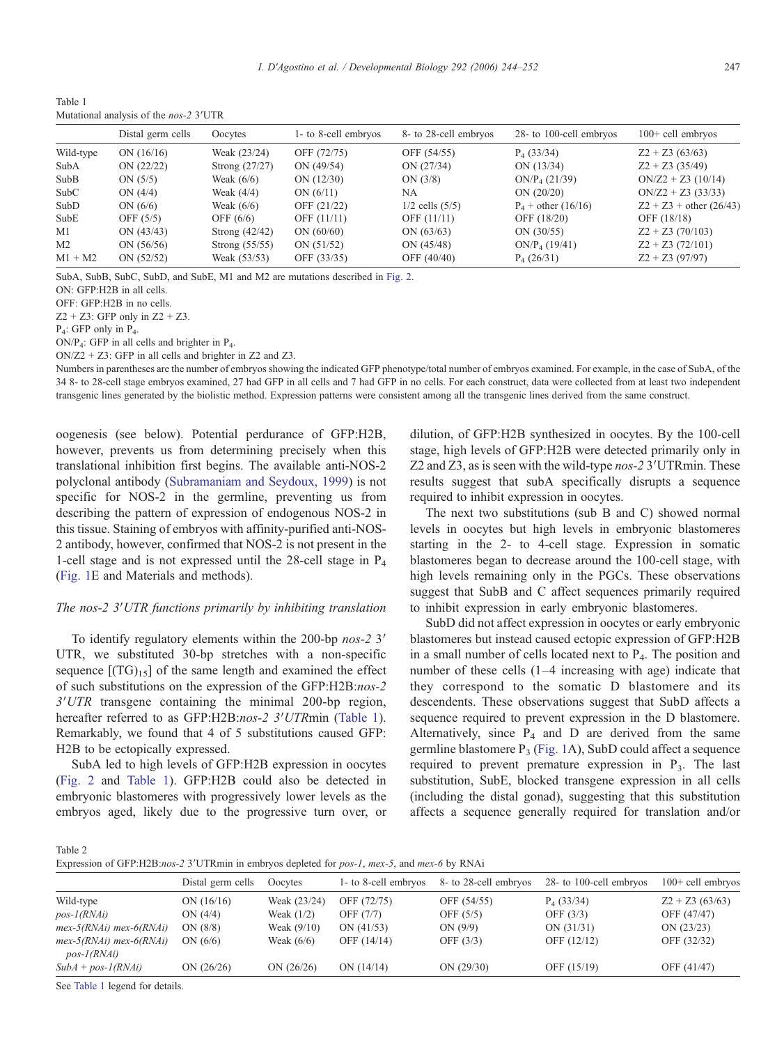Table 1
Mutational analysis of the *nos-2* 3′UTR

| | Distal germ cells | Oocytes | 1- to 8-cell embryos | 8- to 28-cell embryos | 28- to 100-cell embryos | 100+ cell embryos |
|---|---|---|---|---|---|---|
| Wild-type | ON (16/16) | Weak (23/24) | OFF (72/75) | OFF (54/55) | $P_4$ (33/34) | Z2 + Z3 (63/63) |
| SubA | ON (22/22) | Strong (27/27) | ON (49/54) | ON (27/34) | ON (13/34) | Z2 + Z3 (35/49) |
| SubB | ON (5/5) | Weak (6/6) | ON (12/30) | ON (3/8) | ON/$P_4$ (21/39) | ON/Z2 + Z3 (10/14) |
| SubC | ON (4/4) | Weak (4/4) | ON (6/11) | NA | ON (20/20) | ON/Z2 + Z3 (33/33) |
| SubD | ON (6/6) | Weak (6/6) | OFF (21/22) | 1/2 cells (5/5) | $P_4$ + other (16/16) | Z2 + Z3 + other (26/43) |
| SubE | OFF (5/5) | OFF (6/6) | OFF (11/11) | OFF (11/11) | OFF (18/20) | OFF (18/18) |
| M1 | ON (43/43) | Strong (42/42) | ON (60/60) | ON (63/63) | ON (30/55) | Z2 + Z3 (70/103) |
| M2 | ON (56/56) | Strong (55/55) | ON (51/52) | ON (45/48) | ON/$P_4$ (19/41) | Z2 + Z3 (72/101) |
| M1 + M2 | ON (52/52) | Weak (53/53) | OFF (33/35) | OFF (40/40) | $P_4$ (26/31) | Z2 + Z3 (97/97) |

SubA, SubB, SubC, SubD, and SubE, M1 and M2 are mutations described in Fig. 2.

ON: GFP:H2B in all cells.

OFF: GFP:H2B in no cells.

Z2 + Z3: GFP only in Z2 + Z3.

$P_4$: GFP only in $P_4$.

ON/$P_4$: GFP in all cells and brighter in $P_4$.

ON/Z2 + Z3: GFP in all cells and brighter in Z2 and Z3.

Numbers in parentheses are the number of embryos showing the indicated GFP phenotype/total number of embryos examined. For example, in the case of SubA, of the 34 8- to 28-cell stage embryos examined, 27 had GFP in all cells and 7 had GFP in no cells. For each construct, data were collected from at least two independent transgenic lines generated by the biolistic method. Expression patterns were consistent among all the transgenic lines derived from the same construct.

oogenesis (see below). Potential perdurance of GFP:H2B, however, prevents us from determining precisely when this translational inhibition first begins. The available anti-NOS-2 polyclonal antibody (Subramaniam and Seydoux, 1999) is not specific for NOS-2 in the germline, preventing us from describing the pattern of expression of endogenous NOS-2 in this tissue. Staining of embryos with affinity-purified anti-NOS-2 antibody, however, confirmed that NOS-2 is not present in the 1-cell stage and is not expressed until the 28-cell stage in $P_4$ (Fig. 1E and Materials and methods).

### *The nos-2 3′UTR functions primarily by inhibiting translation*

To identify regulatory elements within the 200-bp *nos-2* 3′ UTR, we substituted 30-bp stretches with a non-specific sequence $[(TG)_{15}]$ of the same length and examined the effect of such substitutions on the expression of the GFP:H2B:*nos-2 3′UTR* transgene containing the minimal 200-bp region, hereafter referred to as GFP:H2B:*nos-2 3′UTR*min (Table 1). Remarkably, we found that 4 of 5 substitutions caused GFP: H2B to be ectopically expressed.

SubA led to high levels of GFP:H2B expression in oocytes (Fig. 2 and Table 1). GFP:H2B could also be detected in embryonic blastomeres with progressively lower levels as the embryos aged, likely due to the progressive turn over, or dilution, of GFP:H2B synthesized in oocytes. By the 100-cell stage, high levels of GFP:H2B were detected primarily only in Z2 and Z3, as is seen with the wild-type *nos-2* 3′UTRmin. These results suggest that subA specifically disrupts a sequence required to inhibit expression in oocytes.

The next two substitutions (sub B and C) showed normal levels in oocytes but high levels in embryonic blastomeres starting in the 2- to 4-cell stage. Expression in somatic blastomeres began to decrease around the 100-cell stage, with high levels remaining only in the PGCs. These observations suggest that SubB and C affect sequences primarily required to inhibit expression in early embryonic blastomeres.

SubD did not affect expression in oocytes or early embryonic blastomeres but instead caused ectopic expression of GFP:H2B in a small number of cells located next to $P_4$. The position and number of these cells (1–4 increasing with age) indicate that they correspond to the somatic D blastomere and its descendents. These observations suggest that SubD affects a sequence required to prevent expression in the D blastomere. Alternatively, since $P_4$ and D are derived from the same germline blastomere $P_3$ (Fig. 1A), SubD could affect a sequence required to prevent premature expression in $P_3$. The last substitution, SubE, blocked transgene expression in all cells (including the distal gonad), suggesting that this substitution affects a sequence generally required for translation and/or

Table 2
Expression of GFP:H2B:*nos-2* 3′UTRmin in embryos depleted for *pos-1*, *mex-5*, and *mex-6* by RNAi

| | Distal germ cells | Oocytes | 1- to 8-cell embryos | 8- to 28-cell embryos | 28- to 100-cell embryos | 100+ cell embryos |
|---|---|---|---|---|---|---|
| Wild-type | ON (16/16) | Weak (23/24) | OFF (72/75) | OFF (54/55) | $P_4$ (33/34) | Z2 + Z3 (63/63) |
| *pos-1(RNAi)* | ON (4/4) | Weak (1/2) | OFF (7/7) | OFF (5/5) | OFF (3/3) | OFF (47/47) |
| *mex-5(RNAi) mex-6(RNAi)* | ON (8/8) | Weak (9/10) | ON (41/53) | ON (9/9) | ON (31/31) | ON (23/23) |
| *mex-5(RNAi) mex-6(RNAi) pos-1(RNAi)* | ON (6/6) | Weak (6/6) | OFF (14/14) | OFF (3/3) | OFF (12/12) | OFF (32/32) |
| *SubA + pos-1(RNAi)* | ON (26/26) | ON (26/26) | ON (14/14) | ON (29/30) | OFF (15/19) | OFF (41/47) |

See Table 1 legend for details.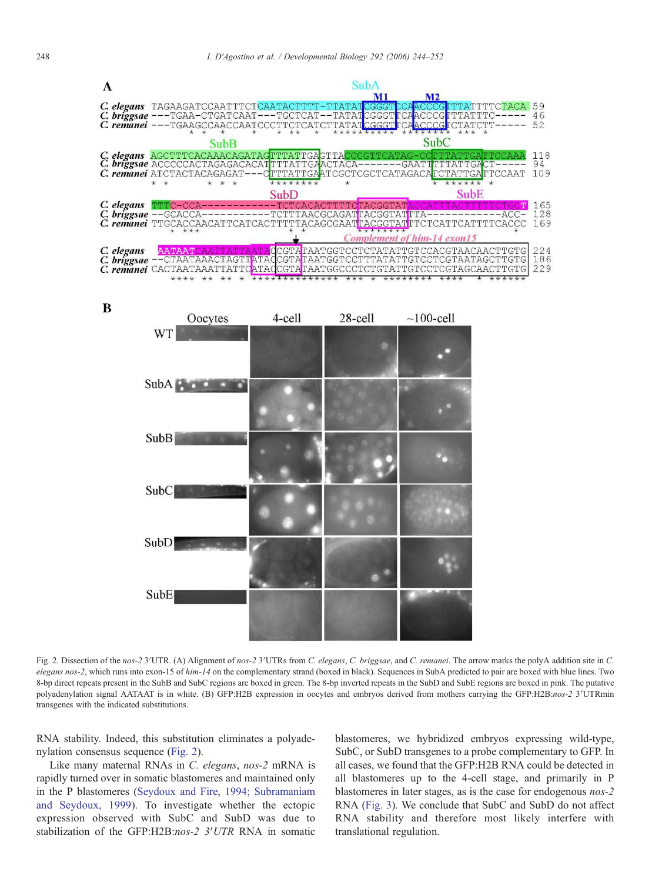Fig. 2. Dissection of the *nos-2* 3′UTR. (A) Alignment of *nos-2* 3′UTRs from *C. elegans*, *C. briggsae*, and *C. remanei*. The arrow marks the polyA addition site in *C. elegans nos-2*, which runs into exon-15 of *him-14* on the complementary strand (boxed in black). Sequences in SubA predicted to pair are boxed with blue lines. Two 8-bp direct repeats present in the SubB and SubC regions are boxed in green. The 8-bp inverted repeats in the SubD and SubE regions are boxed in pink. The putative polyadenylation signal AATAAT is in white. (B) GFP:H2B expression in oocytes and embryos derived from mothers carrying the GFP:H2B:*nos-2* 3′UTRmin transgenes with the indicated substitutions.

RNA stability. Indeed, this substitution eliminates a polyadenylation consensus sequence (Fig. 2).

Like many maternal RNAs in *C. elegans*, *nos-2* mRNA is rapidly turned over in somatic blastomeres and maintained only in the P blastomeres (Seydoux and Fire, 1994; Subramaniam and Seydoux, 1999). To investigate whether the ectopic expression observed with SubC and SubD was due to stabilization of the GFP:H2B:*nos-2 3′UTR* RNA in somatic blastomeres, we hybridized embryos expressing wild-type, SubC, or SubD transgenes to a probe complementary to GFP. In all cases, we found that the GFP:H2B RNA could be detected in all blastomeres up to the 4-cell stage, and primarily in P blastomeres in later stages, as is the case for endogenous *nos-2* RNA (Fig. 3). We conclude that SubC and SubD do not affect RNA stability and therefore most likely interfere with translational regulation.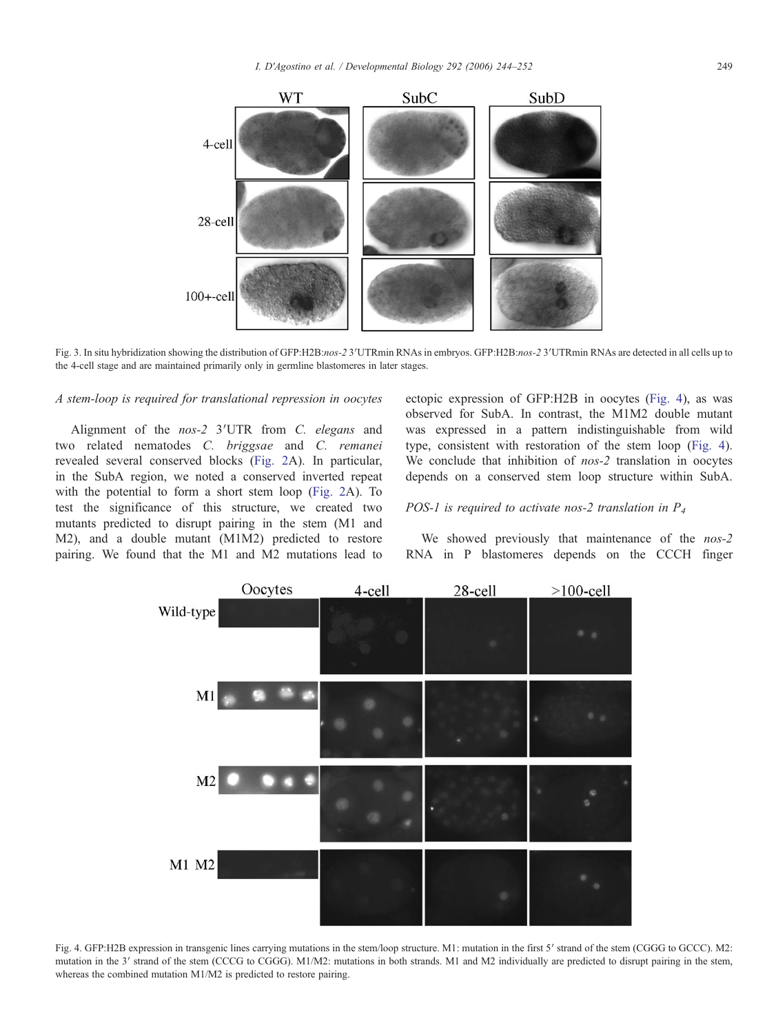Fig. 3. In situ hybridization showing the distribution of GFP:H2B:*nos-2* 3′UTRmin RNAs in embryos. GFP:H2B:*nos-2* 3′UTRmin RNAs are detected in all cells up to the 4-cell stage and are maintained primarily only in germline blastomeres in later stages.

*A stem-loop is required for translational repression in oocytes*

Alignment of the *nos-2* 3′UTR from *C. elegans* and two related nematodes *C. briggsae* and *C. remanei* revealed several conserved blocks (Fig. 2A). In particular, in the SubA region, we noted a conserved inverted repeat with the potential to form a short stem loop (Fig. 2A). To test the significance of this structure, we created two mutants predicted to disrupt pairing in the stem (M1 and M2), and a double mutant (M1M2) predicted to restore pairing. We found that the M1 and M2 mutations lead to ectopic expression of GFP:H2B in oocytes (Fig. 4), as was observed for SubA. In contrast, the M1M2 double mutant was expressed in a pattern indistinguishable from wild type, consistent with restoration of the stem loop (Fig. 4). We conclude that inhibition of *nos-2* translation in oocytes depends on a conserved stem loop structure within SubA.

*POS-1 is required to activate nos-2 translation in $P_4$*

We showed previously that maintenance of the *nos-2* RNA in P blastomeres depends on the CCCH finger

Fig. 4. GFP:H2B expression in transgenic lines carrying mutations in the stem/loop structure. M1: mutation in the first 5′ strand of the stem (CGGG to GCCC). M2: mutation in the 3′ strand of the stem (CCCG to CGGG). M1/M2: mutations in both strands. M1 and M2 individually are predicted to disrupt pairing in the stem, whereas the combined mutation M1/M2 is predicted to restore pairing.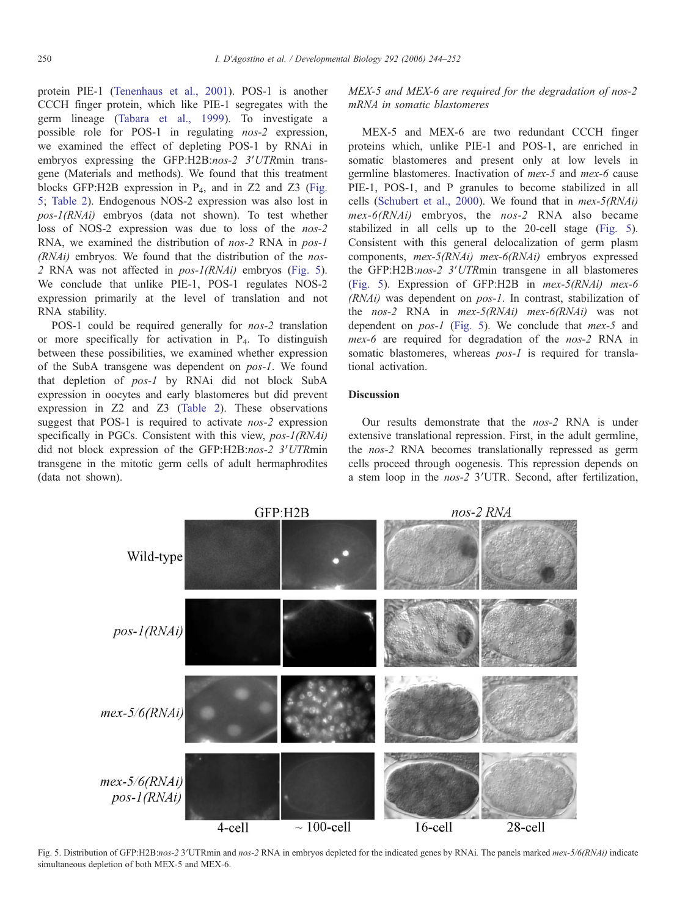protein PIE-1 (Tenenhaus et al., 2001). POS-1 is another CCCH finger protein, which like PIE-1 segregates with the germ lineage (Tabara et al., 1999). To investigate a possible role for POS-1 in regulating *nos-2* expression, we examined the effect of depleting POS-1 by RNAi in embryos expressing the GFP:H2B:*nos-2 3′UTR*min transgene (Materials and methods). We found that this treatment blocks GFP:H2B expression in $P_4$, and in Z2 and Z3 (Fig. 5; Table 2). Endogenous NOS-2 expression was also lost in *pos-1(RNAi)* embryos (data not shown). To test whether loss of NOS-2 expression was due to loss of the *nos-2* RNA, we examined the distribution of *nos-2* RNA in *pos-1 (RNAi)* embryos. We found that the distribution of the *nos-2* RNA was not affected in *pos-1(RNAi)* embryos (Fig. 5). We conclude that unlike PIE-1, POS-1 regulates NOS-2 expression primarily at the level of translation and not RNA stability.

POS-1 could be required generally for *nos-2* translation or more specifically for activation in $P_4$. To distinguish between these possibilities, we examined whether expression of the SubA transgene was dependent on *pos-1*. We found that depletion of *pos-1* by RNAi did not block SubA expression in oocytes and early blastomeres but did prevent expression in Z2 and Z3 (Table 2). These observations suggest that POS-1 is required to activate *nos-2* expression specifically in PGCs. Consistent with this view, *pos-1(RNAi)* did not block expression of the GFP:H2B:*nos-2 3′UTR*min transgene in the mitotic germ cells of adult hermaphrodites (data not shown).

### *MEX-5 and MEX-6 are required for the degradation of nos-2 mRNA in somatic blastomeres*

MEX-5 and MEX-6 are two redundant CCCH finger proteins which, unlike PIE-1 and POS-1, are enriched in somatic blastomeres and present only at low levels in germline blastomeres. Inactivation of *mex-5* and *mex-6* cause PIE-1, POS-1, and P granules to become stabilized in all cells (Schubert et al., 2000). We found that in *mex-5(RNAi) mex-6(RNAi)* embryos, the *nos-2* RNA also became stabilized in all cells up to the 20-cell stage (Fig. 5). Consistent with this general delocalization of germ plasm components, *mex-5(RNAi) mex-6(RNAi)* embryos expressed the GFP:H2B:*nos-2 3′UTR*min transgene in all blastomeres (Fig. 5). Expression of GFP:H2B in *mex-5(RNAi) mex-6 (RNAi)* was dependent on *pos-1*. In contrast, stabilization of the *nos-2* RNA in *mex-5(RNAi) mex-6(RNAi)* was not dependent on *pos-1* (Fig. 5). We conclude that *mex-5* and *mex-6* are required for degradation of the *nos-2* RNA in somatic blastomeres, whereas *pos-1* is required for translational activation.

## Discussion

Our results demonstrate that the *nos-2* RNA is under extensive translational repression. First, in the adult germline, the *nos-2* RNA becomes translationally repressed as germ cells proceed through oogenesis. This repression depends on a stem loop in the *nos-2* 3′UTR. Second, after fertilization,

Fig. 5. Distribution of GFP:H2B:*nos-2* 3′UTRmin and *nos-2* RNA in embryos depleted for the indicated genes by RNAi. The panels marked *mex-5/6(RNAi)* indicate simultaneous depletion of both MEX-5 and MEX-6.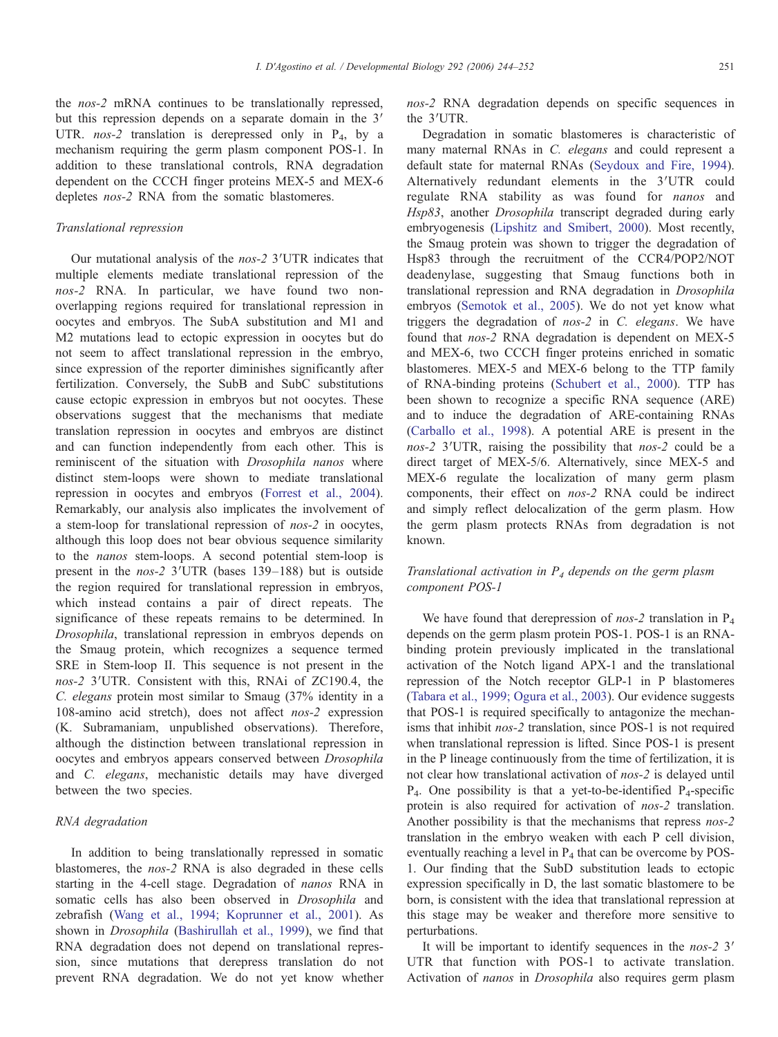the *nos-2* mRNA continues to be translationally repressed, but this repression depends on a separate domain in the 3′ UTR. *nos-2* translation is derepressed only in $P_4$, by a mechanism requiring the germ plasm component POS-1. In addition to these translational controls, RNA degradation dependent on the CCCH finger proteins MEX-5 and MEX-6 depletes *nos-2* RNA from the somatic blastomeres.

### Translational repression

Our mutational analysis of the *nos-2* 3′UTR indicates that multiple elements mediate translational repression of the *nos-2* RNA. In particular, we have found two non-overlapping regions required for translational repression in oocytes and embryos. The SubA substitution and M1 and M2 mutations lead to ectopic expression in oocytes but do not seem to affect translational repression in the embryo, since expression of the reporter diminishes significantly after fertilization. Conversely, the SubB and SubC substitutions cause ectopic expression in embryos but not oocytes. These observations suggest that the mechanisms that mediate translation repression in oocytes and embryos are distinct and can function independently from each other. This is reminiscent of the situation with *Drosophila nanos* where distinct stem-loops were shown to mediate translational repression in oocytes and embryos (Forrest et al., 2004). Remarkably, our analysis also implicates the involvement of a stem-loop for translational repression of *nos-2* in oocytes, although this loop does not bear obvious sequence similarity to the *nanos* stem-loops. A second potential stem-loop is present in the *nos-2* 3′UTR (bases 139–188) but is outside the region required for translational repression in embryos, which instead contains a pair of direct repeats. The significance of these repeats remains to be determined. In *Drosophila*, translational repression in embryos depends on the Smaug protein, which recognizes a sequence termed SRE in Stem-loop II. This sequence is not present in the *nos-2* 3′UTR. Consistent with this, RNAi of ZC190.4, the *C. elegans* protein most similar to Smaug (37% identity in a 108-amino acid stretch), does not affect *nos-2* expression (K. Subramaniam, unpublished observations). Therefore, although the distinction between translational repression in oocytes and embryos appears conserved between *Drosophila* and *C. elegans*, mechanistic details may have diverged between the two species.

### RNA degradation

In addition to being translationally repressed in somatic blastomeres, the *nos-2* RNA is also degraded in these cells starting in the 4-cell stage. Degradation of *nanos* RNA in somatic cells has also been observed in *Drosophila* and zebrafish (Wang et al., 1994; Koprunner et al., 2001). As shown in *Drosophila* (Bashirullah et al., 1999), we find that RNA degradation does not depend on translational repression, since mutations that derepress translation do not prevent RNA degradation. We do not yet know whether *nos-2* RNA degradation depends on specific sequences in the 3′UTR.

Degradation in somatic blastomeres is characteristic of many maternal RNAs in *C. elegans* and could represent a default state for maternal RNAs (Seydoux and Fire, 1994). Alternatively redundant elements in the 3′UTR could regulate RNA stability as was found for *nanos* and *Hsp83*, another *Drosophila* transcript degraded during early embryogenesis (Lipshitz and Smibert, 2000). Most recently, the Smaug protein was shown to trigger the degradation of Hsp83 through the recruitment of the CCR4/POP2/NOT deadenylase, suggesting that Smaug functions both in translational repression and RNA degradation in *Drosophila* embryos (Semotok et al., 2005). We do not yet know what triggers the degradation of *nos-2* in *C. elegans*. We have found that *nos-2* RNA degradation is dependent on MEX-5 and MEX-6, two CCCH finger proteins enriched in somatic blastomeres. MEX-5 and MEX-6 belong to the TTP family of RNA-binding proteins (Schubert et al., 2000). TTP has been shown to recognize a specific RNA sequence (ARE) and to induce the degradation of ARE-containing RNAs (Carballo et al., 1998). A potential ARE is present in the *nos-2* 3′UTR, raising the possibility that *nos-2* could be a direct target of MEX-5/6. Alternatively, since MEX-5 and MEX-6 regulate the localization of many germ plasm components, their effect on *nos-2* RNA could be indirect and simply reflect delocalization of the germ plasm. How the germ plasm protects RNAs from degradation is not known.

### Translational activation in $P_4$ depends on the germ plasm component POS-1

We have found that derepression of *nos-2* translation in $P_4$ depends on the germ plasm protein POS-1. POS-1 is an RNA-binding protein previously implicated in the translational activation of the Notch ligand APX-1 and the translational repression of the Notch receptor GLP-1 in P blastomeres (Tabara et al., 1999; Ogura et al., 2003). Our evidence suggests that POS-1 is required specifically to antagonize the mechanisms that inhibit *nos-2* translation, since POS-1 is not required when translational repression is lifted. Since POS-1 is present in the P lineage continuously from the time of fertilization, it is not clear how translational activation of *nos-2* is delayed until $P_4$. One possibility is that a yet-to-be-identified $P_4$-specific protein is also required for activation of *nos-2* translation. Another possibility is that the mechanisms that repress *nos-2* translation in the embryo weaken with each P cell division, eventually reaching a level in $P_4$ that can be overcome by POS-1. Our finding that the SubD substitution leads to ectopic expression specifically in D, the last somatic blastomere to be born, is consistent with the idea that translational repression at this stage may be weaker and therefore more sensitive to perturbations.

It will be important to identify sequences in the *nos-2* 3′ UTR that function with POS-1 to activate translation. Activation of *nanos* in *Drosophila* also requires germ plasm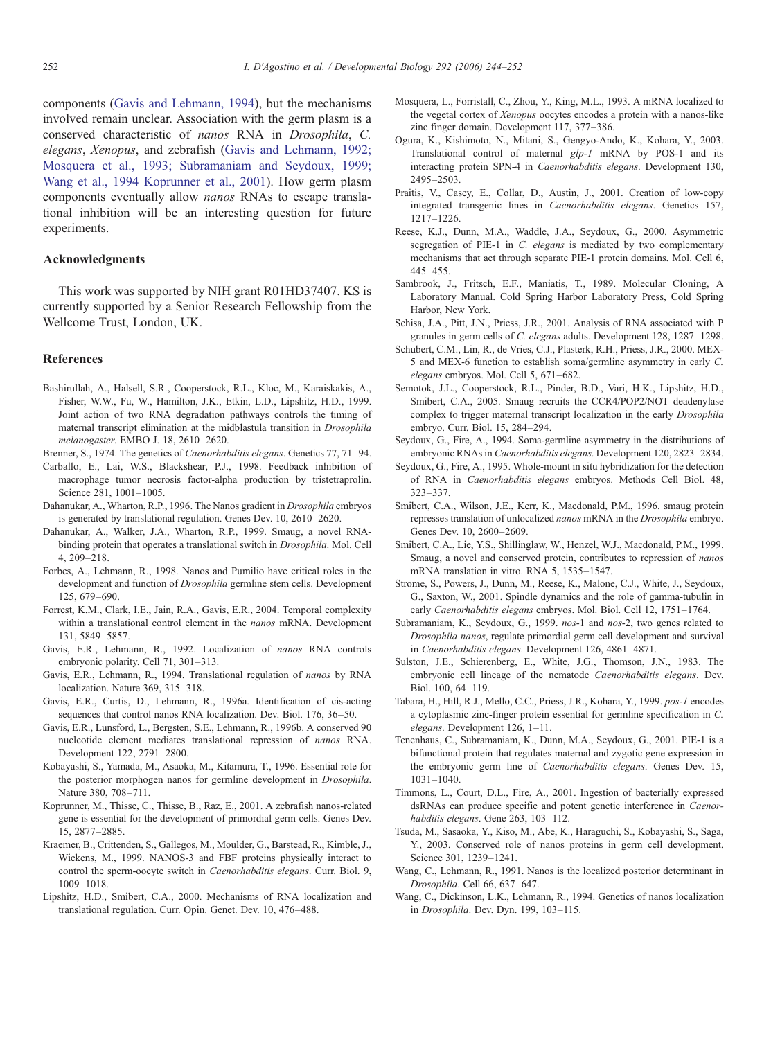components (Gavis and Lehmann, 1994), but the mechanisms involved remain unclear. Association with the germ plasm is a conserved characteristic of *nanos* RNA in *Drosophila*, *C. elegans*, *Xenopus*, and zebrafish (Gavis and Lehmann, 1992; Mosquera et al., 1993; Subramaniam and Seydoux, 1999; Wang et al., 1994 Koprunner et al., 2001). How germ plasm components eventually allow *nanos* RNAs to escape translational inhibition will be an interesting question for future experiments.

## Acknowledgments

This work was supported by NIH grant R01HD37407. KS is currently supported by a Senior Research Fellowship from the Wellcome Trust, London, UK.

## References

Bashirullah, A., Halsell, S.R., Cooperstock, R.L., Kloc, M., Karaiskakis, A., Fisher, W.W., Fu, W., Hamilton, J.K., Etkin, L.D., Lipshitz, H.D., 1999. Joint action of two RNA degradation pathways controls the timing of maternal transcript elimination at the midblastula transition in *Drosophila melanogaster*. EMBO J. 18, 2610–2620.

Brenner, S., 1974. The genetics of *Caenorhabditis elegans*. Genetics 77, 71–94.

Carballo, E., Lai, W.S., Blackshear, P.J., 1998. Feedback inhibition of macrophage tumor necrosis factor-alpha production by tristetraprolin. Science 281, 1001–1005.

Dahanukar, A., Wharton, R.P., 1996. The Nanos gradient in *Drosophila* embryos is generated by translational regulation. Genes Dev. 10, 2610–2620.

Dahanukar, A., Walker, J.A., Wharton, R.P., 1999. Smaug, a novel RNA-binding protein that operates a translational switch in *Drosophila*. Mol. Cell 4, 209–218.

Forbes, A., Lehmann, R., 1998. Nanos and Pumilio have critical roles in the development and function of *Drosophila* germline stem cells. Development 125, 679–690.

Forrest, K.M., Clark, I.E., Jain, R.A., Gavis, E.R., 2004. Temporal complexity within a translational control element in the *nanos* mRNA. Development 131, 5849–5857.

Gavis, E.R., Lehmann, R., 1992. Localization of *nanos* RNA controls embryonic polarity. Cell 71, 301–313.

Gavis, E.R., Lehmann, R., 1994. Translational regulation of *nanos* by RNA localization. Nature 369, 315–318.

Gavis, E.R., Curtis, D., Lehmann, R., 1996a. Identification of cis-acting sequences that control nanos RNA localization. Dev. Biol. 176, 36–50.

Gavis, E.R., Lunsford, L., Bergsten, S.E., Lehmann, R., 1996b. A conserved 90 nucleotide element mediates translational repression of *nanos* RNA. Development 122, 2791–2800.

Kobayashi, S., Yamada, M., Asaoka, M., Kitamura, T., 1996. Essential role for the posterior morphogen nanos for germline development in *Drosophila*. Nature 380, 708–711.

Koprunner, M., Thisse, C., Thisse, B., Raz, E., 2001. A zebrafish nanos-related gene is essential for the development of primordial germ cells. Genes Dev. 15, 2877–2885.

Kraemer, B., Crittenden, S., Gallegos, M., Moulder, G., Barstead, R., Kimble, J., Wickens, M., 1999. NANOS-3 and FBF proteins physically interact to control the sperm-oocyte switch in *Caenorhabditis elegans*. Curr. Biol. 9, 1009–1018.

Lipshitz, H.D., Smibert, C.A., 2000. Mechanisms of RNA localization and translational regulation. Curr. Opin. Genet. Dev. 10, 476–488.

Mosquera, L., Forristall, C., Zhou, Y., King, M.L., 1993. A mRNA localized to the vegetal cortex of *Xenopus* oocytes encodes a protein with a nanos-like zinc finger domain. Development 117, 377–386.

Ogura, K., Kishimoto, N., Mitani, S., Gengyo-Ando, K., Kohara, Y., 2003. Translational control of maternal *glp-1* mRNA by POS-1 and its interacting protein SPN-4 in *Caenorhabditis elegans*. Development 130, 2495–2503.

Praitis, V., Casey, E., Collar, D., Austin, J., 2001. Creation of low-copy integrated transgenic lines in *Caenorhabditis elegans*. Genetics 157, 1217–1226.

Reese, K.J., Dunn, M.A., Waddle, J.A., Seydoux, G., 2000. Asymmetric segregation of PIE-1 in *C. elegans* is mediated by two complementary mechanisms that act through separate PIE-1 protein domains. Mol. Cell 6, 445–455.

Sambrook, J., Fritsch, E.F., Maniatis, T., 1989. Molecular Cloning, A Laboratory Manual. Cold Spring Harbor Laboratory Press, Cold Spring Harbor, New York.

Schisa, J.A., Pitt, J.N., Priess, J.R., 2001. Analysis of RNA associated with P granules in germ cells of *C. elegans* adults. Development 128, 1287–1298.

Schubert, C.M., Lin, R., de Vries, C.J., Plasterk, R.H., Priess, J.R., 2000. MEX-5 and MEX-6 function to establish soma/germline asymmetry in early *C. elegans* embryos. Mol. Cell 5, 671–682.

Semotok, J.L., Cooperstock, R.L., Pinder, B.D., Vari, H.K., Lipshitz, H.D., Smibert, C.A., 2005. Smaug recruits the CCR4/POP2/NOT deadenylase complex to trigger maternal transcript localization in the early *Drosophila* embryo. Curr. Biol. 15, 284–294.

Seydoux, G., Fire, A., 1994. Soma-germline asymmetry in the distributions of embryonic RNAs in *Caenorhabditis elegans*. Development 120, 2823–2834.

Seydoux, G., Fire, A., 1995. Whole-mount in situ hybridization for the detection of RNA in *Caenorhabditis elegans* embryos. Methods Cell Biol. 48, 323–337.

Smibert, C.A., Wilson, J.E., Kerr, K., Macdonald, P.M., 1996. smaug protein represses translation of unlocalized *nanos* mRNA in the *Drosophila* embryo. Genes Dev. 10, 2600–2609.

Smibert, C.A., Lie, Y.S., Shillinglaw, W., Henzel, W.J., Macdonald, P.M., 1999. Smaug, a novel and conserved protein, contributes to repression of *nanos* mRNA translation in vitro. RNA 5, 1535–1547.

Strome, S., Powers, J., Dunn, M., Reese, K., Malone, C.J., White, J., Seydoux, G., Saxton, W., 2001. Spindle dynamics and the role of gamma-tubulin in early *Caenorhabditis elegans* embryos. Mol. Biol. Cell 12, 1751–1764.

Subramaniam, K., Seydoux, G., 1999. *nos*-1 and *nos*-2, two genes related to *Drosophila nanos*, regulate primordial germ cell development and survival in *Caenorhabditis elegans*. Development 126, 4861–4871.

Sulston, J.E., Schierenberg, E., White, J.G., Thomson, J.N., 1983. The embryonic cell lineage of the nematode *Caenorhabditis elegans*. Dev. Biol. 100, 64–119.

Tabara, H., Hill, R.J., Mello, C.C., Priess, J.R., Kohara, Y., 1999. *pos-1* encodes a cytoplasmic zinc-finger protein essential for germline specification in *C. elegans*. Development 126, 1–11.

Tenenhaus, C., Subramaniam, K., Dunn, M.A., Seydoux, G., 2001. PIE-1 is a bifunctional protein that regulates maternal and zygotic gene expression in the embryonic germ line of *Caenorhabditis elegans*. Genes Dev. 15, 1031–1040.

Timmons, L., Court, D.L., Fire, A., 2001. Ingestion of bacterially expressed dsRNAs can produce specific and potent genetic interference in *Caenorhabditis elegans*. Gene 263, 103–112.

Tsuda, M., Sasaoka, Y., Kiso, M., Abe, K., Haraguchi, S., Kobayashi, S., Saga, Y., 2003. Conserved role of nanos proteins in germ cell development. Science 301, 1239–1241.

Wang, C., Lehmann, R., 1991. Nanos is the localized posterior determinant in *Drosophila*. Cell 66, 637–647.

Wang, C., Dickinson, L.K., Lehmann, R., 1994. Genetics of nanos localization in *Drosophila*. Dev. Dyn. 199, 103–115.